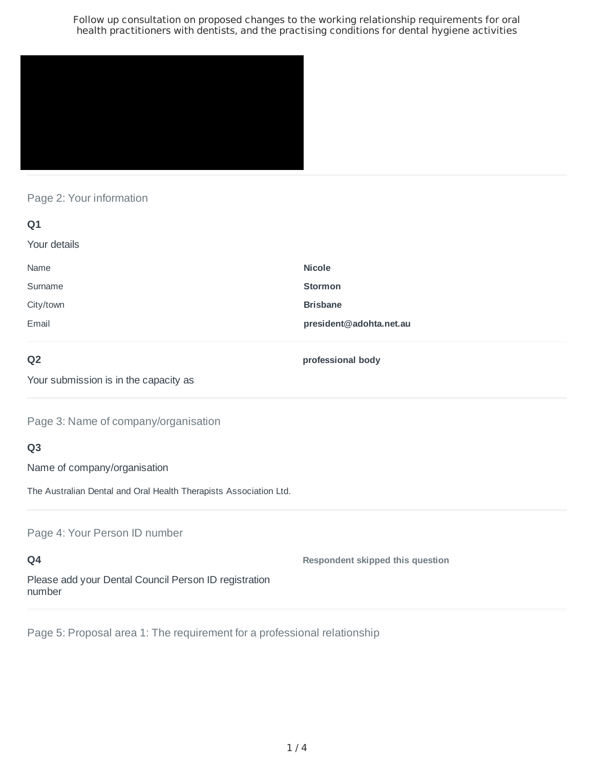# Follow up consultation on proposed changes to the working relationship requirements for oral health practitioners with dentists, and the practising conditions for dental hygiene activities

## Page 2: Your information

### Q1

Your details

| | |
|---|---|
| Name | **Nicole** |
| Surname | **Stormon** |
| City/town | **Brisbane** |
| Email | **president@adohta.net.au** |

### Q2

Your submission is in the capacity as

**professional body**

## Page 3: Name of company/organisation

### Q3

Name of company/organisation

The Australian Dental and Oral Health Therapists Association Ltd.

## Page 4: Your Person ID number

### Q4

Please add your Dental Council Person ID registration number

**Respondent skipped this question**

## Page 5: Proposal area 1: The requirement for a professional relationship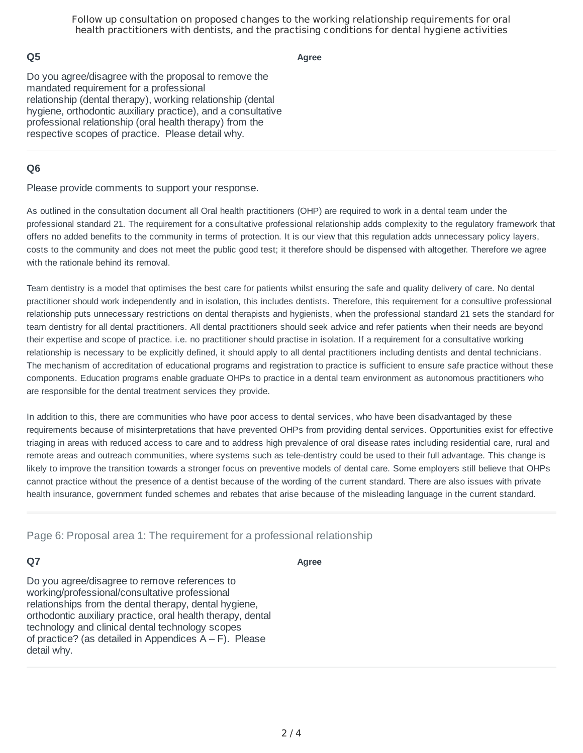**Q5**

Do you agree/disagree with the proposal to remove the mandated requirement for a professional relationship (dental therapy), working relationship (dental hygiene, orthodontic auxiliary practice), and a consultative professional relationship (oral health therapy) from the respective scopes of practice. Please detail why.

**Agree**

**Q6**

Please provide comments to support your response.

As outlined in the consultation document all Oral health practitioners (OHP) are required to work in a dental team under the professional standard 21. The requirement for a consultative professional relationship adds complexity to the regulatory framework that offers no added benefits to the community in terms of protection. It is our view that this regulation adds unnecessary policy layers, costs to the community and does not meet the public good test; it therefore should be dispensed with altogether. Therefore we agree with the rationale behind its removal.

Team dentistry is a model that optimises the best care for patients whilst ensuring the safe and quality delivery of care. No dental practitioner should work independently and in isolation, this includes dentists. Therefore, this requirement for a consultive professional relationship puts unnecessary restrictions on dental therapists and hygienists, when the professional standard 21 sets the standard for team dentistry for all dental practitioners. All dental practitioners should seek advice and refer patients when their needs are beyond their expertise and scope of practice. i.e. no practitioner should practise in isolation. If a requirement for a consultative working relationship is necessary to be explicitly defined, it should apply to all dental practitioners including dentists and dental technicians. The mechanism of accreditation of educational programs and registration to practice is sufficient to ensure safe practice without these components. Education programs enable graduate OHPs to practice in a dental team environment as autonomous practitioners who are responsible for the dental treatment services they provide.

In addition to this, there are communities who have poor access to dental services, who have been disadvantaged by these requirements because of misinterpretations that have prevented OHPs from providing dental services. Opportunities exist for effective triaging in areas with reduced access to care and to address high prevalence of oral disease rates including residential care, rural and remote areas and outreach communities, where systems such as tele-dentistry could be used to their full advantage. This change is likely to improve the transition towards a stronger focus on preventive models of dental care. Some employers still believe that OHPs cannot practice without the presence of a dentist because of the wording of the current standard. There are also issues with private health insurance, government funded schemes and rebates that arise because of the misleading language in the current standard.

## Page 6: Proposal area 1: The requirement for a professional relationship

**Q7**

Do you agree/disagree to remove references to working/professional/consultative professional relationships from the dental therapy, dental hygiene, orthodontic auxiliary practice, oral health therapy, dental technology and clinical dental technology scopes of practice? (as detailed in Appendices A – F). Please detail why.

**Agree**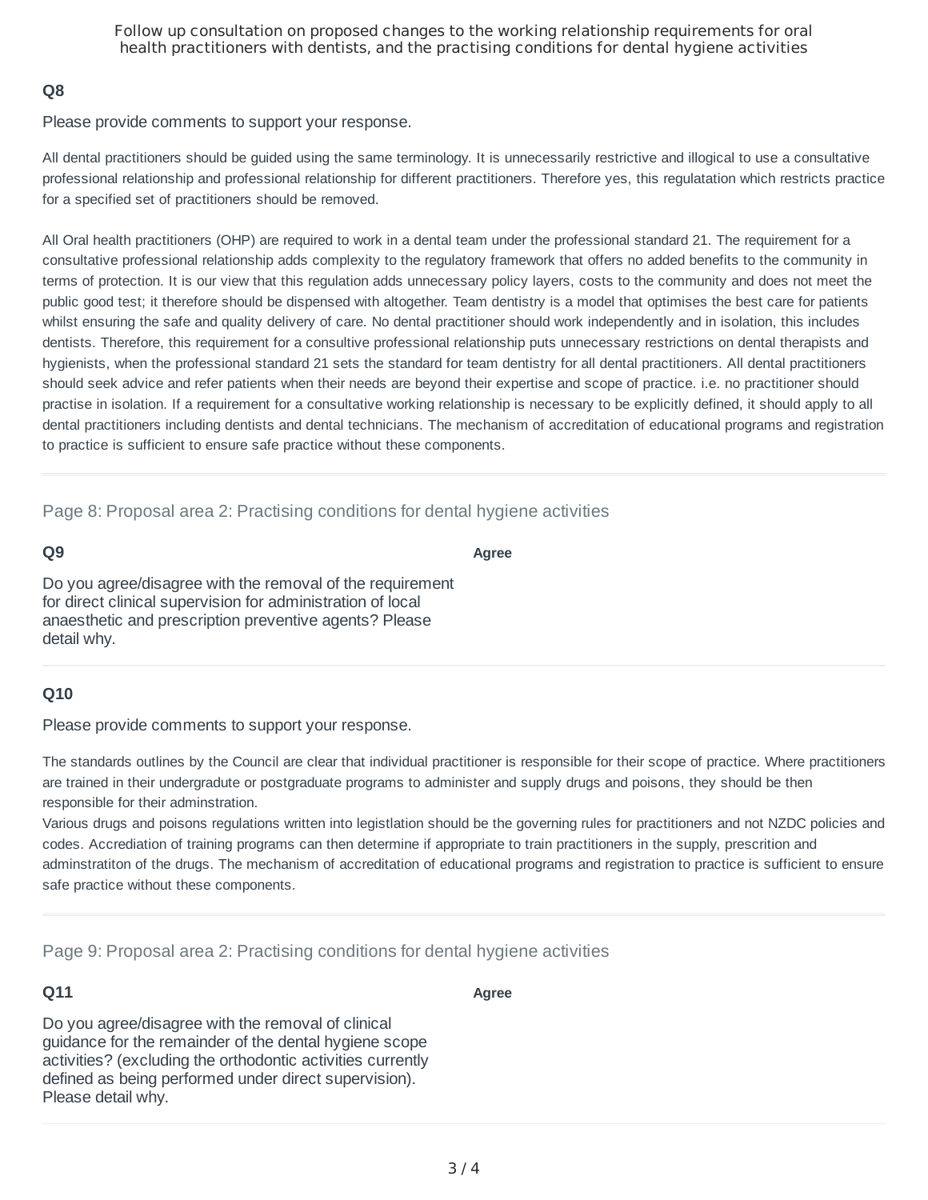**Q8**

Please provide comments to support your response.

All dental practitioners should be guided using the same terminology. It is unnecessarily restrictive and illogical to use a consultative professional relationship and professional relationship for different practitioners. Therefore yes, this regulatation which restricts practice for a specified set of practitioners should be removed.

All Oral health practitioners (OHP) are required to work in a dental team under the professional standard 21. The requirement for a consultative professional relationship adds complexity to the regulatory framework that offers no added benefits to the community in terms of protection. It is our view that this regulation adds unnecessary policy layers, costs to the community and does not meet the public good test; it therefore should be dispensed with altogether. Team dentistry is a model that optimises the best care for patients whilst ensuring the safe and quality delivery of care. No dental practitioner should work independently and in isolation, this includes dentists. Therefore, this requirement for a consultive professional relationship puts unnecessary restrictions on dental therapists and hygienists, when the professional standard 21 sets the standard for team dentistry for all dental practitioners. All dental practitioners should seek advice and refer patients when their needs are beyond their expertise and scope of practice. i.e. no practitioner should practise in isolation. If a requirement for a consultative working relationship is necessary to be explicitly defined, it should apply to all dental practitioners including dentists and dental technicians. The mechanism of accreditation of educational programs and registration to practice is sufficient to ensure safe practice without these components.

## Page 8: Proposal area 2: Practising conditions for dental hygiene activities

**Q9**

Do you agree/disagree with the removal of the requirement for direct clinical supervision for administration of local anaesthetic and prescription preventive agents? Please detail why.

**Agree**

**Q10**

Please provide comments to support your response.

The standards outlines by the Council are clear that individual practitioner is responsible for their scope of practice. Where practitioners are trained in their undergradute or postgraduate programs to administer and supply drugs and poisons, they should be then responsible for their adminstration.
Various drugs and poisons regulations written into legistlation should be the governing rules for practitioners and not NZDC policies and codes. Accrediation of training programs can then determine if appropriate to train practitioners in the supply, prescrition and adminstratiton of the drugs. The mechanism of accreditation of educational programs and registration to practice is sufficient to ensure safe practice without these components.

## Page 9: Proposal area 2: Practising conditions for dental hygiene activities

**Q11**

Do you agree/disagree with the removal of clinical guidance for the remainder of the dental hygiene scope activities? (excluding the orthodontic activities currently defined as being performed under direct supervision). Please detail why.

**Agree**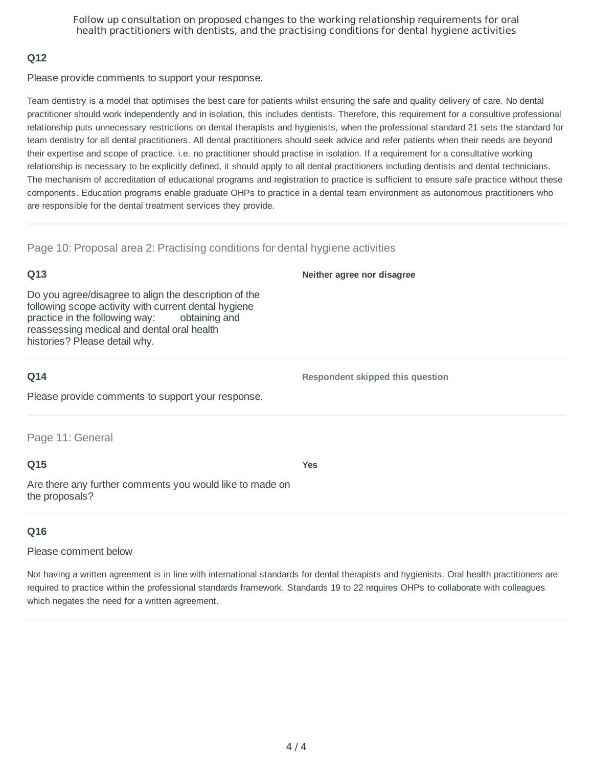**Q12**

Please provide comments to support your response.

Team dentistry is a model that optimises the best care for patients whilst ensuring the safe and quality delivery of care. No dental practitioner should work independently and in isolation, this includes dentists. Therefore, this requirement for a consultive professional relationship puts unnecessary restrictions on dental therapists and hygienists, when the professional standard 21 sets the standard for team dentistry for all dental practitioners. All dental practitioners should seek advice and refer patients when their needs are beyond their expertise and scope of practice. i.e. no practitioner should practise in isolation. If a requirement for a consultative working relationship is necessary to be explicitly defined, it should apply to all dental practitioners including dentists and dental technicians. The mechanism of accreditation of educational programs and registration to practice is sufficient to ensure safe practice without these components. Education programs enable graduate OHPs to practice in a dental team environment as autonomous practitioners who are responsible for the dental treatment services they provide.

## Page 10: Proposal area 2: Practising conditions for dental hygiene activities

**Q13**

Do you agree/disagree to align the description of the following scope activity with current dental hygiene practice in the following way: obtaining and reassessing medical and dental oral health histories? Please detail why.

**Neither agree nor disagree**

**Q14**

Please provide comments to support your response.

**Respondent skipped this question**

## Page 11: General

**Q15**

Are there any further comments you would like to made on the proposals?

**Yes**

**Q16**

Please comment below

Not having a written agreement is in line with international standards for dental therapists and hygienists. Oral health practitioners are required to practice within the professional standards framework. Standards 19 to 22 requires OHPs to collaborate with colleagues which negates the need for a written agreement.